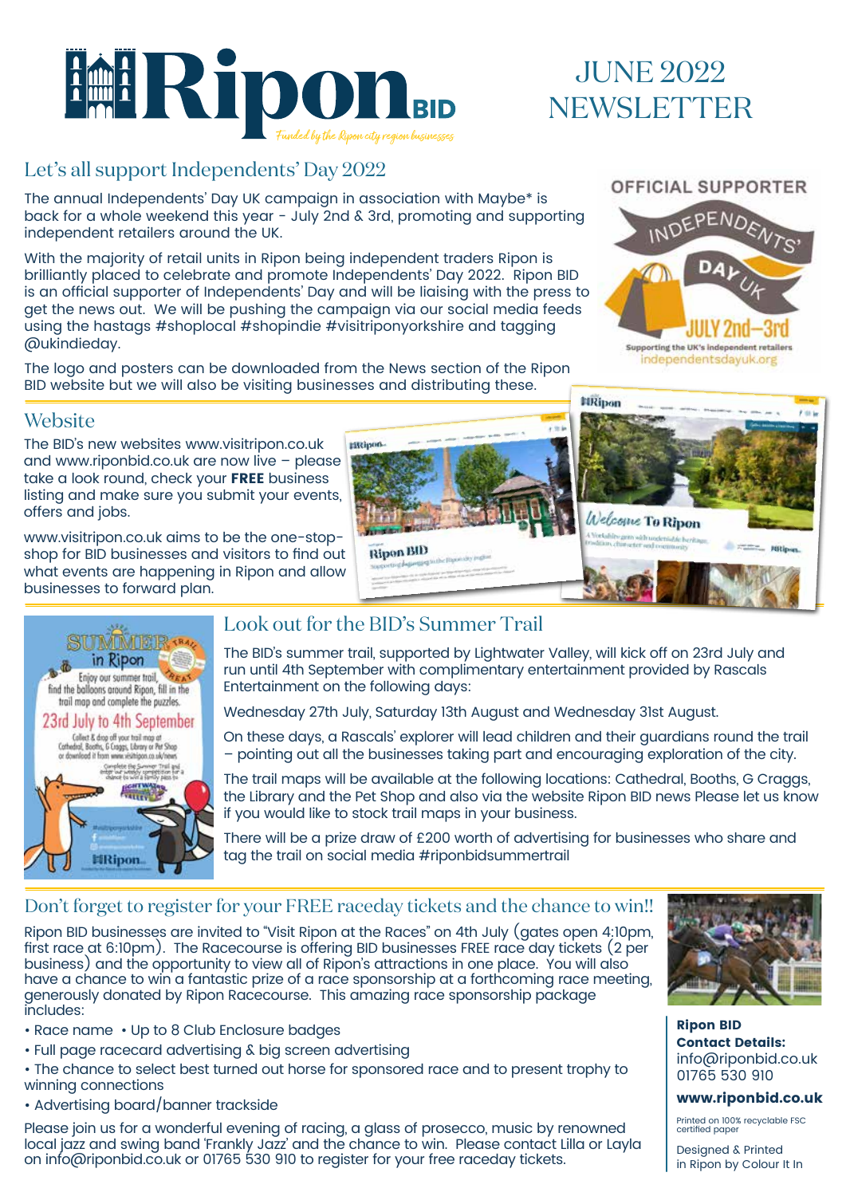# Ripon BID

*Funded by the Ripon city region businesses*

# JUNE 2022 NEWSLETTER

## Let's all support Independents' Day 2022

The annual Independents' Day UK campaign in association with Maybe* is back for a whole weekend this year - July 2nd & 3rd, promoting and supporting independent retailers around the UK.

With the majority of retail units in Ripon being independent traders Ripon is brilliantly placed to celebrate and promote Independents' Day 2022. Ripon BID is an official supporter of Independents' Day and will be liaising with the press to get the news out. We will be pushing the campaign via our social media feeds using the hastags #shoplocal #shopindie #visitriponyorkshire and tagging @ukindieday.

The logo and posters can be downloaded from the News section of the Ripon BID website but we will also be visiting businesses and distributing these.

OFFICIAL SUPPORTER
INDEPENDENTS' DAY UK
JULY 2nd–3rd
Supporting the UK's independent retailers
independentsdayuk.org

## Website

The BID's new websites www.visitripon.co.uk and www.riponbid.co.uk are now live – please take a look round, check your **FREE** business listing and make sure you submit your events, offers and jobs.

www.visitripon.co.uk aims to be the one-stop-shop for BID businesses and visitors to find out what events are happening in Ripon and allow businesses to forward plan.

## Look out for the BID's Summer Trail

The BID's summer trail, supported by Lightwater Valley, will kick off on 23rd July and run until 4th September with complimentary entertainment provided by Rascals Entertainment on the following days:

Wednesday 27th July, Saturday 13th August and Wednesday 31st August.

On these days, a Rascals' explorer will lead children and their guardians round the trail – pointing out all the businesses taking part and encouraging exploration of the city.

The trail maps will be available at the following locations: Cathedral, Booths, G Craggs, the Library and the Pet Shop and also via the website Ripon BID news Please let us know if you would like to stock trail maps in your business.

There will be a prize draw of £200 worth of advertising for businesses who share and tag the trail on social media #riponbidsummertrail

## Don't forget to register for your FREE raceday tickets and the chance to win!!

Ripon BID businesses are invited to "Visit Ripon at the Races" on 4th July (gates open 4:10pm, first race at 6:10pm). The Racecourse is offering BID businesses FREE race day tickets (2 per business) and the opportunity to view all of Ripon's attractions in one place. You will also have a chance to win a fantastic prize of a race sponsorship at a forthcoming race meeting, generously donated by Ripon Racecourse. This amazing race sponsorship package includes:

- Race name • Up to 8 Club Enclosure badges
- Full page racecard advertising & big screen advertising
- The chance to select best turned out horse for sponsored race and to present trophy to winning connections
- Advertising board/banner trackside

Please join us for a wonderful evening of racing, a glass of prosecco, music by renowned local jazz and swing band 'Frankly Jazz' and the chance to win. Please contact Lilla or Layla on info@riponbid.co.uk or 01765 530 910 to register for your free raceday tickets.

**Ripon BID Contact Details:**
info@riponbid.co.uk
01765 530 910

**www.riponbid.co.uk**

Printed on 100% recyclable FSC certified paper

Designed & Printed in Ripon by Colour It In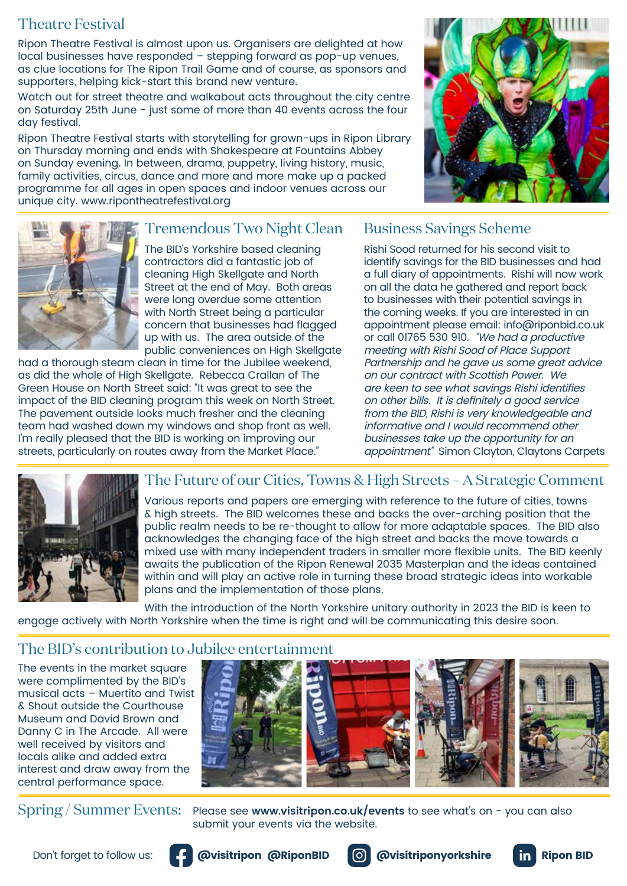## Theatre Festival

Ripon Theatre Festival is almost upon us. Organisers are delighted at how local businesses have responded – stepping forward as pop-up venues, as clue locations for The Ripon Trail Game and of course, as sponsors and supporters, helping kick-start this brand new venture.

Watch out for street theatre and walkabout acts throughout the city centre on Saturday 25th June - just some of more than 40 events across the four day festival.

Ripon Theatre Festival starts with storytelling for grown-ups in Ripon Library on Thursday morning and ends with Shakespeare at Fountains Abbey on Sunday evening. In between, drama, puppetry, living history, music, family activities, circus, dance and more and more make up a packed programme for all ages in open spaces and indoor venues across our unique city. www.ripontheatrefestival.org

## Tremendous Two Night Clean

The BID's Yorkshire based cleaning contractors did a fantastic job of cleaning High Skellgate and North Street at the end of May. Both areas were long overdue some attention with North Street being a particular concern that businesses had flagged up with us. The area outside of the public conveniences on High Skellgate had a thorough steam clean in time for the Jubilee weekend, as did the whole of High Skellgate. Rebecca Crallan of The Green House on North Street said: "It was great to see the impact of the BID cleaning program this week on North Street. The pavement outside looks much fresher and the cleaning team had washed down my windows and shop front as well. I'm really pleased that the BID is working on improving our streets, particularly on routes away from the Market Place."

## Business Savings Scheme

Rishi Sood returned for his second visit to identify savings for the BID businesses and had a full diary of appointments. Rishi will now work on all the data he gathered and report back to businesses with their potential savings in the coming weeks. If you are interested in an appointment please email: info@riponbid.co.uk or call 01765 530 910. *"We had a productive meeting with Rishi Sood of Place Support Partnership and he gave us some great advice on our contract with Scottish Power. We are keen to see what savings Rishi identifies on other bills. It is definitely a good service from the BID, Rishi is very knowledgeable and informative and I would recommend other businesses take up the opportunity for an appointment"* Simon Clayton, Claytons Carpets

## The Future of our Cities, Towns & High Streets – A Strategic Comment

Various reports and papers are emerging with reference to the future of cities, towns & high streets. The BID welcomes these and backs the over-arching position that the public realm needs to be re-thought to allow for more adaptable spaces. The BID also acknowledges the changing face of the high street and backs the move towards a mixed use with many independent traders in smaller more flexible units. The BID keenly awaits the publication of the Ripon Renewal 2035 Masterplan and the ideas contained within and will play an active role in turning these broad strategic ideas into workable plans and the implementation of those plans.

With the introduction of the North Yorkshire unitary authority in 2023 the BID is keen to engage actively with North Yorkshire when the time is right and will be communicating this desire soon.

## The BID's contribution to Jubilee entertainment

The events in the market square were complimented by the BID's musical acts – Muertito and Twist & Shout outside the Courthouse Museum and David Brown and Danny C in The Arcade. All were well received by visitors and locals alike and added extra interest and draw away from the central performance space.

## Spring / Summer Events:

Please see **www.visitripon.co.uk/events** to see what's on - you can also submit your events via the website.

Don't forget to follow us: **@visitripon @RiponBID** **@visitriponyorkshire** **Ripon BID**